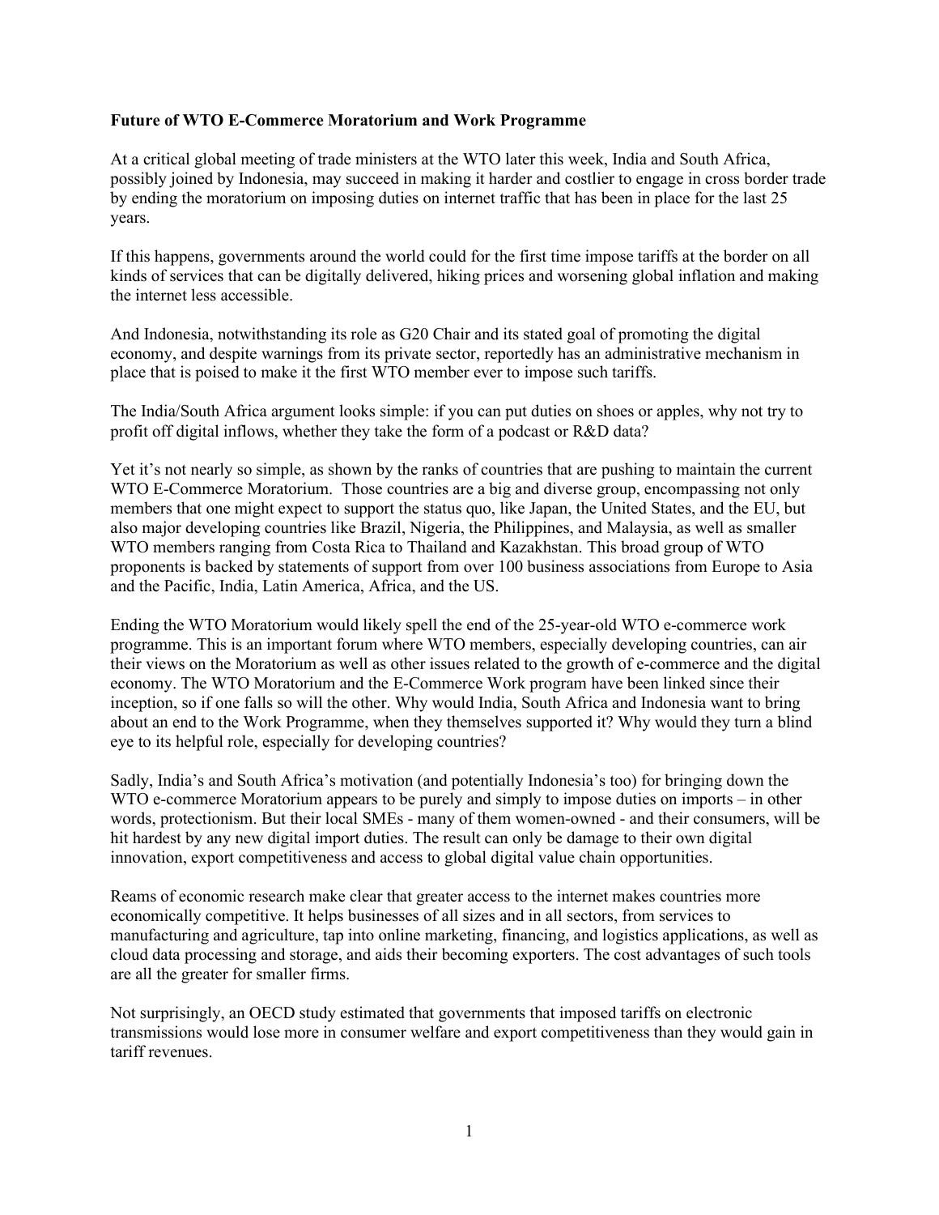**Future of WTO E-Commerce Moratorium and Work Programme**

At a critical global meeting of trade ministers at the WTO later this week, India and South Africa, possibly joined by Indonesia, may succeed in making it harder and costlier to engage in cross border trade by ending the moratorium on imposing duties on internet traffic that has been in place for the last 25 years.

If this happens, governments around the world could for the first time impose tariffs at the border on all kinds of services that can be digitally delivered, hiking prices and worsening global inflation and making the internet less accessible.

And Indonesia, notwithstanding its role as G20 Chair and its stated goal of promoting the digital economy, and despite warnings from its private sector, reportedly has an administrative mechanism in place that is poised to make it the first WTO member ever to impose such tariffs.

The India/South Africa argument looks simple: if you can put duties on shoes or apples, why not try to profit off digital inflows, whether they take the form of a podcast or R&D data?

Yet it's not nearly so simple, as shown by the ranks of countries that are pushing to maintain the current WTO E-Commerce Moratorium. Those countries are a big and diverse group, encompassing not only members that one might expect to support the status quo, like Japan, the United States, and the EU, but also major developing countries like Brazil, Nigeria, the Philippines, and Malaysia, as well as smaller WTO members ranging from Costa Rica to Thailand and Kazakhstan. This broad group of WTO proponents is backed by statements of support from over 100 business associations from Europe to Asia and the Pacific, India, Latin America, Africa, and the US.

Ending the WTO Moratorium would likely spell the end of the 25-year-old WTO e-commerce work programme. This is an important forum where WTO members, especially developing countries, can air their views on the Moratorium as well as other issues related to the growth of e-commerce and the digital economy. The WTO Moratorium and the E-Commerce Work program have been linked since their inception, so if one falls so will the other. Why would India, South Africa and Indonesia want to bring about an end to the Work Programme, when they themselves supported it? Why would they turn a blind eye to its helpful role, especially for developing countries?

Sadly, India's and South Africa's motivation (and potentially Indonesia's too) for bringing down the WTO e-commerce Moratorium appears to be purely and simply to impose duties on imports – in other words, protectionism. But their local SMEs - many of them women-owned - and their consumers, will be hit hardest by any new digital import duties. The result can only be damage to their own digital innovation, export competitiveness and access to global digital value chain opportunities.

Reams of economic research make clear that greater access to the internet makes countries more economically competitive. It helps businesses of all sizes and in all sectors, from services to manufacturing and agriculture, tap into online marketing, financing, and logistics applications, as well as cloud data processing and storage, and aids their becoming exporters. The cost advantages of such tools are all the greater for smaller firms.

Not surprisingly, an OECD study estimated that governments that imposed tariffs on electronic transmissions would lose more in consumer welfare and export competitiveness than they would gain in tariff revenues.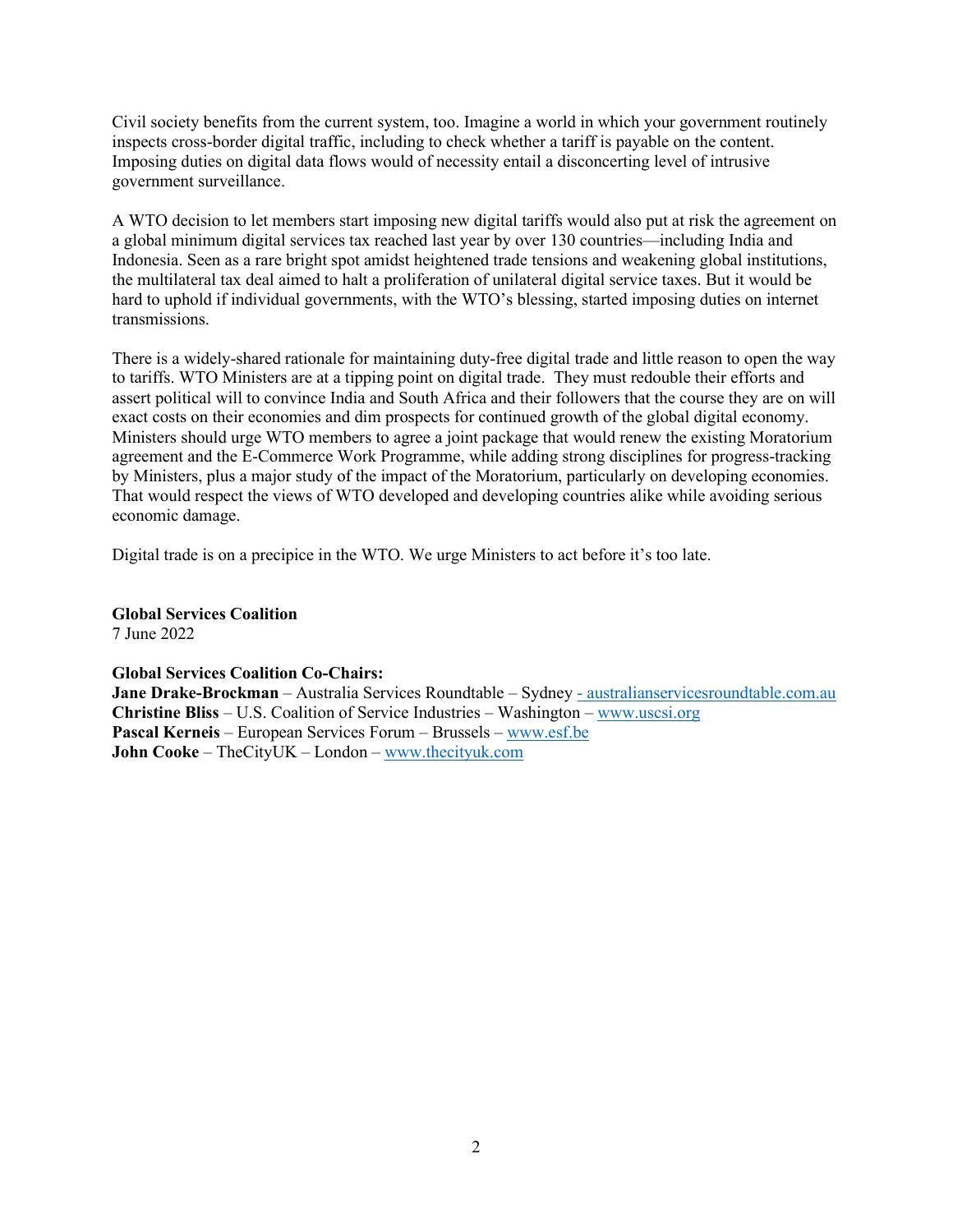Civil society benefits from the current system, too. Imagine a world in which your government routinely inspects cross-border digital traffic, including to check whether a tariff is payable on the content. Imposing duties on digital data flows would of necessity entail a disconcerting level of intrusive government surveillance.

A WTO decision to let members start imposing new digital tariffs would also put at risk the agreement on a global minimum digital services tax reached last year by over 130 countries—including India and Indonesia. Seen as a rare bright spot amidst heightened trade tensions and weakening global institutions, the multilateral tax deal aimed to halt a proliferation of unilateral digital service taxes. But it would be hard to uphold if individual governments, with the WTO's blessing, started imposing duties on internet transmissions.

There is a widely-shared rationale for maintaining duty-free digital trade and little reason to open the way to tariffs. WTO Ministers are at a tipping point on digital trade. They must redouble their efforts and assert political will to convince India and South Africa and their followers that the course they are on will exact costs on their economies and dim prospects for continued growth of the global digital economy. Ministers should urge WTO members to agree a joint package that would renew the existing Moratorium agreement and the E-Commerce Work Programme, while adding strong disciplines for progress-tracking by Ministers, plus a major study of the impact of the Moratorium, particularly on developing economies. That would respect the views of WTO developed and developing countries alike while avoiding serious economic damage.

Digital trade is on a precipice in the WTO. We urge Ministers to act before it's too late.

**Global Services Coalition**
7 June 2022

**Global Services Coalition Co-Chairs:**
**Jane Drake-Brockman** – Australia Services Roundtable – Sydney - australianservicesroundtable.com.au
**Christine Bliss** – U.S. Coalition of Service Industries – Washington – www.uscsi.org
**Pascal Kerneis** – European Services Forum – Brussels – www.esf.be
**John Cooke** – TheCityUK – London – www.thecityuk.com